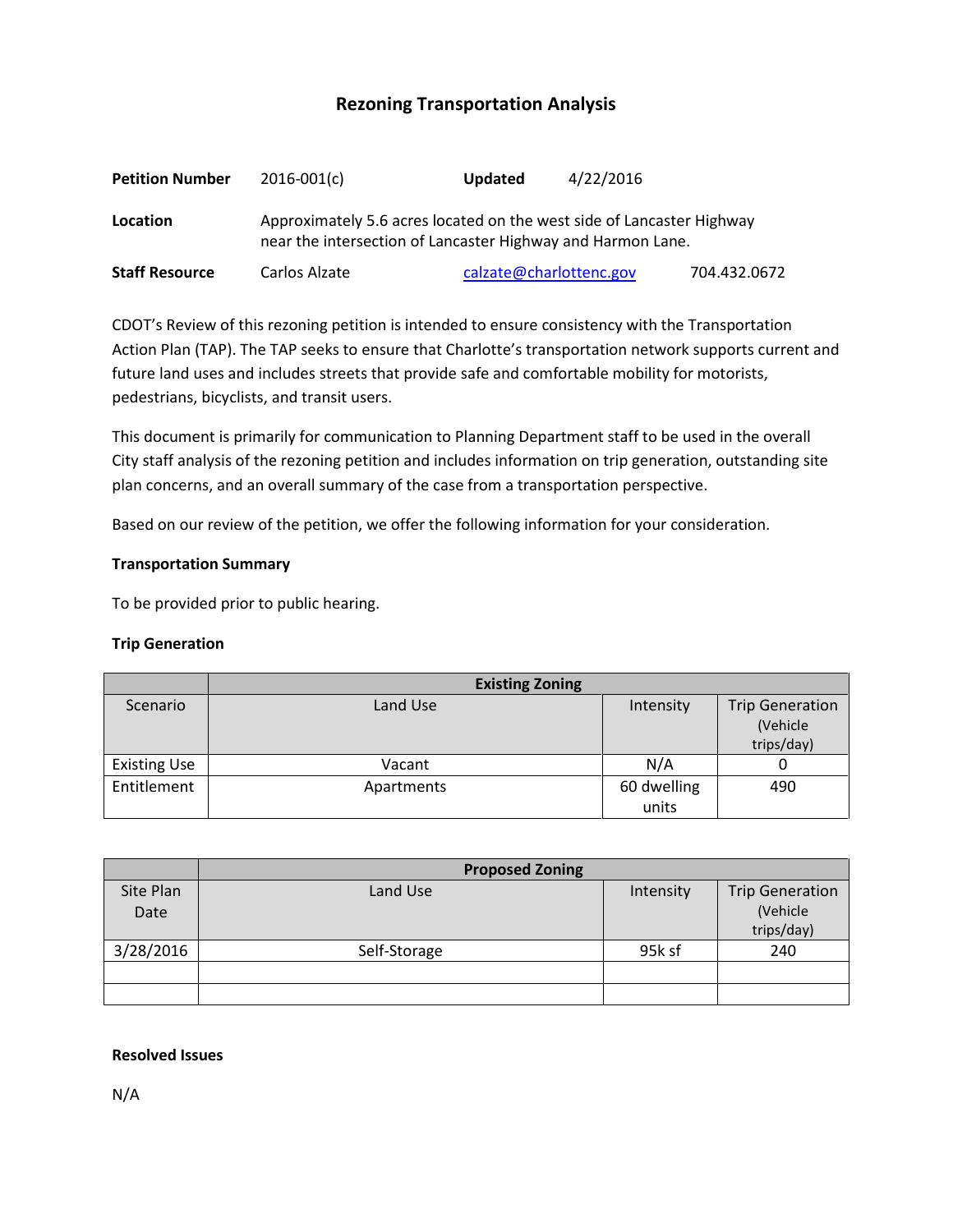# Rezoning Transportation Analysis

| | | | |
|---|---|---|---|
| **Petition Number** | 2016-001(c) | **Updated** | 4/22/2016 |
| **Location** | Approximately 5.6 acres located on the west side of Lancaster Highway near the intersection of Lancaster Highway and Harmon Lane. | | |
| **Staff Resource** | Carlos Alzate | calzate@charlottenc.gov | 704.432.0672 |

CDOT's Review of this rezoning petition is intended to ensure consistency with the Transportation Action Plan (TAP). The TAP seeks to ensure that Charlotte's transportation network supports current and future land uses and includes streets that provide safe and comfortable mobility for motorists, pedestrians, bicyclists, and transit users.

This document is primarily for communication to Planning Department staff to be used in the overall City staff analysis of the rezoning petition and includes information on trip generation, outstanding site plan concerns, and an overall summary of the case from a transportation perspective.

Based on our review of the petition, we offer the following information for your consideration.

**Transportation Summary**

To be provided prior to public hearing.

**Trip Generation**

| | Existing Zoning | | |
|---|---|---|---|
| Scenario | Land Use | Intensity | Trip Generation (Vehicle trips/day) |
| Existing Use | Vacant | N/A | 0 |
| Entitlement | Apartments | 60 dwelling units | 490 |

| | Proposed Zoning | | |
|---|---|---|---|
| Site Plan Date | Land Use | Intensity | Trip Generation (Vehicle trips/day) |
| 3/28/2016 | Self-Storage | 95k sf | 240 |
| | | | |
| | | | |

**Resolved Issues**

N/A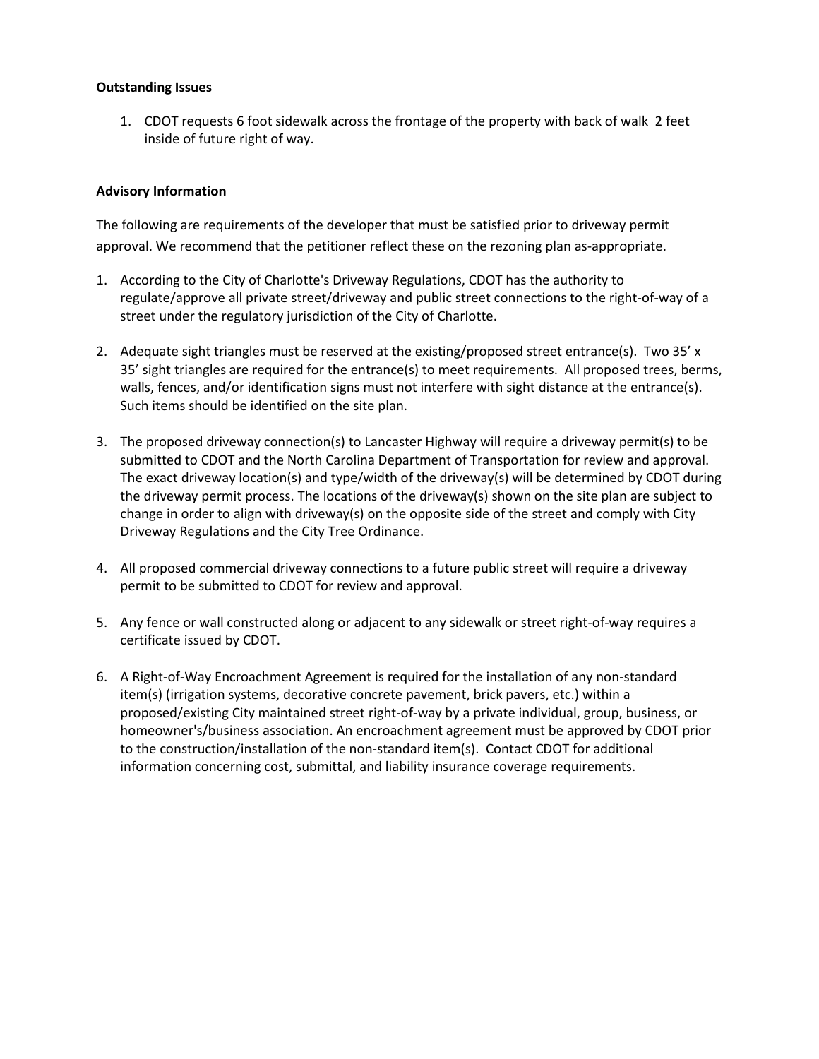**Outstanding Issues**

1. CDOT requests 6 foot sidewalk across the frontage of the property with back of walk 2 feet inside of future right of way.

**Advisory Information**

The following are requirements of the developer that must be satisfied prior to driveway permit approval. We recommend that the petitioner reflect these on the rezoning plan as-appropriate.

1. According to the City of Charlotte's Driveway Regulations, CDOT has the authority to regulate/approve all private street/driveway and public street connections to the right-of-way of a street under the regulatory jurisdiction of the City of Charlotte.

2. Adequate sight triangles must be reserved at the existing/proposed street entrance(s). Two 35' x 35' sight triangles are required for the entrance(s) to meet requirements. All proposed trees, berms, walls, fences, and/or identification signs must not interfere with sight distance at the entrance(s). Such items should be identified on the site plan.

3. The proposed driveway connection(s) to Lancaster Highway will require a driveway permit(s) to be submitted to CDOT and the North Carolina Department of Transportation for review and approval. The exact driveway location(s) and type/width of the driveway(s) will be determined by CDOT during the driveway permit process. The locations of the driveway(s) shown on the site plan are subject to change in order to align with driveway(s) on the opposite side of the street and comply with City Driveway Regulations and the City Tree Ordinance.

4. All proposed commercial driveway connections to a future public street will require a driveway permit to be submitted to CDOT for review and approval.

5. Any fence or wall constructed along or adjacent to any sidewalk or street right-of-way requires a certificate issued by CDOT.

6. A Right-of-Way Encroachment Agreement is required for the installation of any non-standard item(s) (irrigation systems, decorative concrete pavement, brick pavers, etc.) within a proposed/existing City maintained street right-of-way by a private individual, group, business, or homeowner's/business association. An encroachment agreement must be approved by CDOT prior to the construction/installation of the non-standard item(s). Contact CDOT for additional information concerning cost, submittal, and liability insurance coverage requirements.